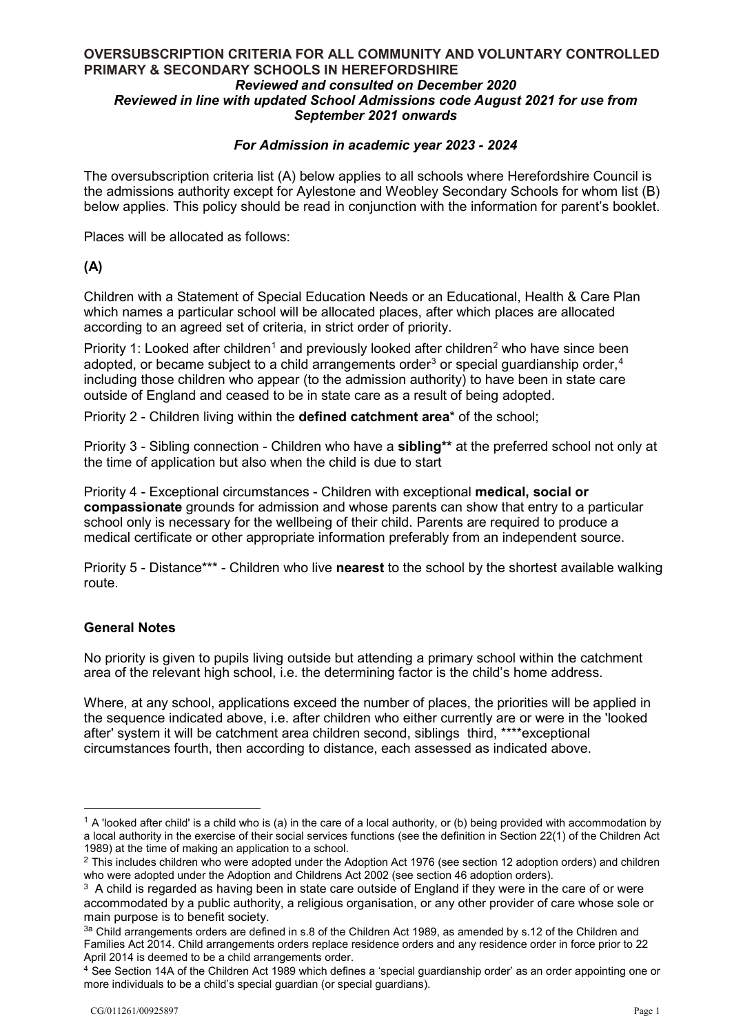**OVERSUBSCRIPTION CRITERIA FOR ALL COMMUNITY AND VOLUNTARY CONTROLLED PRIMARY & SECONDARY SCHOOLS IN HEREFORDSHIRE**

***Reviewed and consulted on December 2020***
***Reviewed in line with updated School Admissions code August 2021 for use from September 2021 onwards***

***For Admission in academic year 2023 - 2024***

The oversubscription criteria list (A) below applies to all schools where Herefordshire Council is the admissions authority except for Aylestone and Weobley Secondary Schools for whom list (B) below applies. This policy should be read in conjunction with the information for parent's booklet.

Places will be allocated as follows:

**(A)**

Children with a Statement of Special Education Needs or an Educational, Health & Care Plan which names a particular school will be allocated places, after which places are allocated according to an agreed set of criteria, in strict order of priority.

Priority 1: Looked after children[1] and previously looked after children[2] who have since been adopted, or became subject to a child arrangements order[3] or special guardianship order,[4] including those children who appear (to the admission authority) to have been in state care outside of England and ceased to be in state care as a result of being adopted.

Priority 2 - Children living within the **defined catchment area*** of the school;

Priority 3 - Sibling connection - Children who have a **sibling**** at the preferred school not only at the time of application but also when the child is due to start

Priority 4 - Exceptional circumstances - Children with exceptional **medical, social or compassionate** grounds for admission and whose parents can show that entry to a particular school only is necessary for the wellbeing of their child. Parents are required to produce a medical certificate or other appropriate information preferably from an independent source.

Priority 5 - Distance*** - Children who live **nearest** to the school by the shortest available walking route.

**General Notes**

No priority is given to pupils living outside but attending a primary school within the catchment area of the relevant high school, i.e. the determining factor is the child's home address.

Where, at any school, applications exceed the number of places, the priorities will be applied in the sequence indicated above, i.e. after children who either currently are or were in the 'looked after' system it will be catchment area children second, siblings third, ****exceptional circumstances fourth, then according to distance, each assessed as indicated above.

---

[1] A 'looked after child' is a child who is (a) in the care of a local authority, or (b) being provided with accommodation by a local authority in the exercise of their social services functions (see the definition in Section 22(1) of the Children Act 1989) at the time of making an application to a school.

[2] This includes children who were adopted under the Adoption Act 1976 (see section 12 adoption orders) and children who were adopted under the Adoption and Childrens Act 2002 (see section 46 adoption orders).

[3] A child is regarded as having been in state care outside of England if they were in the care of or were accommodated by a public authority, a religious organisation, or any other provider of care whose sole or main purpose is to benefit society.

[3a] Child arrangements orders are defined in s.8 of the Children Act 1989, as amended by s.12 of the Children and Families Act 2014. Child arrangements orders replace residence orders and any residence order in force prior to 22 April 2014 is deemed to be a child arrangements order.

[4] See Section 14A of the Children Act 1989 which defines a 'special guardianship order' as an order appointing one or more individuals to be a child's special guardian (or special guardians).

CG/011261/00925897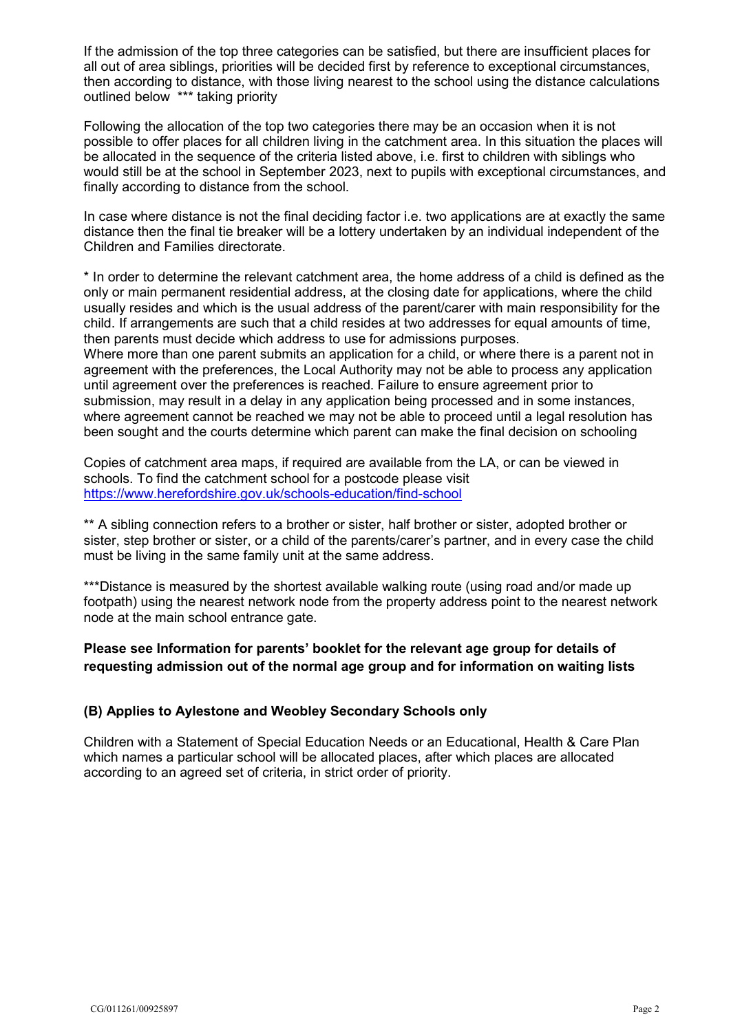If the admission of the top three categories can be satisfied, but there are insufficient places for all out of area siblings, priorities will be decided first by reference to exceptional circumstances, then according to distance, with those living nearest to the school using the distance calculations outlined below *** taking priority

Following the allocation of the top two categories there may be an occasion when it is not possible to offer places for all children living in the catchment area. In this situation the places will be allocated in the sequence of the criteria listed above, i.e. first to children with siblings who would still be at the school in September 2023, next to pupils with exceptional circumstances, and finally according to distance from the school.

In case where distance is not the final deciding factor i.e. two applications are at exactly the same distance then the final tie breaker will be a lottery undertaken by an individual independent of the Children and Families directorate.

* In order to determine the relevant catchment area, the home address of a child is defined as the only or main permanent residential address, at the closing date for applications, where the child usually resides and which is the usual address of the parent/carer with main responsibility for the child. If arrangements are such that a child resides at two addresses for equal amounts of time, then parents must decide which address to use for admissions purposes.
Where more than one parent submits an application for a child, or where there is a parent not in agreement with the preferences, the Local Authority may not be able to process any application until agreement over the preferences is reached. Failure to ensure agreement prior to submission, may result in a delay in any application being processed and in some instances, where agreement cannot be reached we may not be able to proceed until a legal resolution has been sought and the courts determine which parent can make the final decision on schooling

Copies of catchment area maps, if required are available from the LA, or can be viewed in schools. To find the catchment school for a postcode please visit https://www.herefordshire.gov.uk/schools-education/find-school

** A sibling connection refers to a brother or sister, half brother or sister, adopted brother or sister, step brother or sister, or a child of the parents/carer's partner, and in every case the child must be living in the same family unit at the same address.

***Distance is measured by the shortest available walking route (using road and/or made up footpath) using the nearest network node from the property address point to the nearest network node at the main school entrance gate.

**Please see Information for parents' booklet for the relevant age group for details of requesting admission out of the normal age group and for information on waiting lists**

**(B) Applies to Aylestone and Weobley Secondary Schools only**

Children with a Statement of Special Education Needs or an Educational, Health & Care Plan which names a particular school will be allocated places, after which places are allocated according to an agreed set of criteria, in strict order of priority.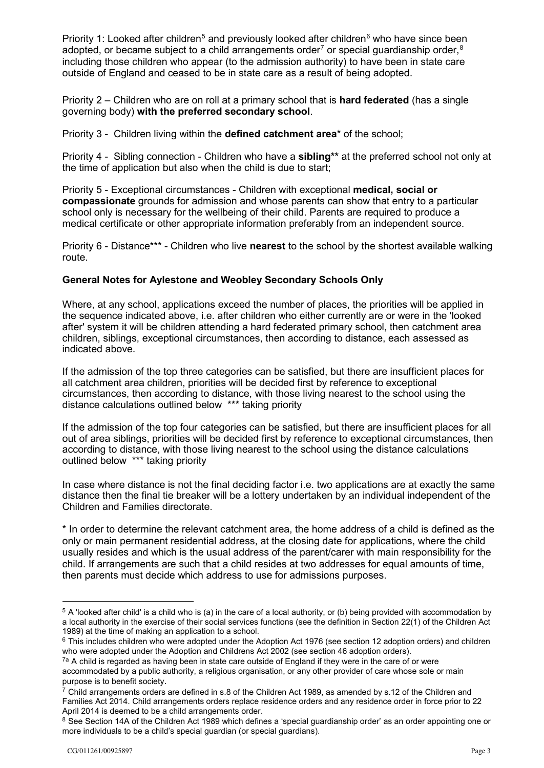Priority 1: Looked after children[5] and previously looked after children[6] who have since been adopted, or became subject to a child arrangements order[7] or special guardianship order,[8] including those children who appear (to the admission authority) to have been in state care outside of England and ceased to be in state care as a result of being adopted.

Priority 2 – Children who are on roll at a primary school that is **hard federated** (has a single governing body) **with the preferred secondary school**.

Priority 3 - Children living within the **defined catchment area*** of the school;

Priority 4 - Sibling connection - Children who have a **sibling**** at the preferred school not only at the time of application but also when the child is due to start;

Priority 5 - Exceptional circumstances - Children with exceptional **medical, social or compassionate** grounds for admission and whose parents can show that entry to a particular school only is necessary for the wellbeing of their child. Parents are required to produce a medical certificate or other appropriate information preferably from an independent source.

Priority 6 - Distance*** - Children who live **nearest** to the school by the shortest available walking route.

**General Notes for Aylestone and Weobley Secondary Schools Only**

Where, at any school, applications exceed the number of places, the priorities will be applied in the sequence indicated above, i.e. after children who either currently are or were in the 'looked after' system it will be children attending a hard federated primary school, then catchment area children, siblings, exceptional circumstances, then according to distance, each assessed as indicated above.

If the admission of the top three categories can be satisfied, but there are insufficient places for all catchment area children, priorities will be decided first by reference to exceptional circumstances, then according to distance, with those living nearest to the school using the distance calculations outlined below *** taking priority

If the admission of the top four categories can be satisfied, but there are insufficient places for all out of area siblings, priorities will be decided first by reference to exceptional circumstances, then according to distance, with those living nearest to the school using the distance calculations outlined below *** taking priority

In case where distance is not the final deciding factor i.e. two applications are at exactly the same distance then the final tie breaker will be a lottery undertaken by an individual independent of the Children and Families directorate.

* In order to determine the relevant catchment area, the home address of a child is defined as the only or main permanent residential address, at the closing date for applications, where the child usually resides and which is the usual address of the parent/carer with main responsibility for the child. If arrangements are such that a child resides at two addresses for equal amounts of time, then parents must decide which address to use for admissions purposes.

---

[5] A 'looked after child' is a child who is (a) in the care of a local authority, or (b) being provided with accommodation by a local authority in the exercise of their social services functions (see the definition in Section 22(1) of the Children Act 1989) at the time of making an application to a school.

[6] This includes children who were adopted under the Adoption Act 1976 (see section 12 adoption orders) and children who were adopted under the Adoption and Childrens Act 2002 (see section 46 adoption orders).

[7a] A child is regarded as having been in state care outside of England if they were in the care of or were accommodated by a public authority, a religious organisation, or any other provider of care whose sole or main purpose is to benefit society.

[7] Child arrangements orders are defined in s.8 of the Children Act 1989, as amended by s.12 of the Children and Families Act 2014. Child arrangements orders replace residence orders and any residence order in force prior to 22 April 2014 is deemed to be a child arrangements order.

[8] See Section 14A of the Children Act 1989 which defines a 'special guardianship order' as an order appointing one or more individuals to be a child's special guardian (or special guardians).

CG/011261/00925897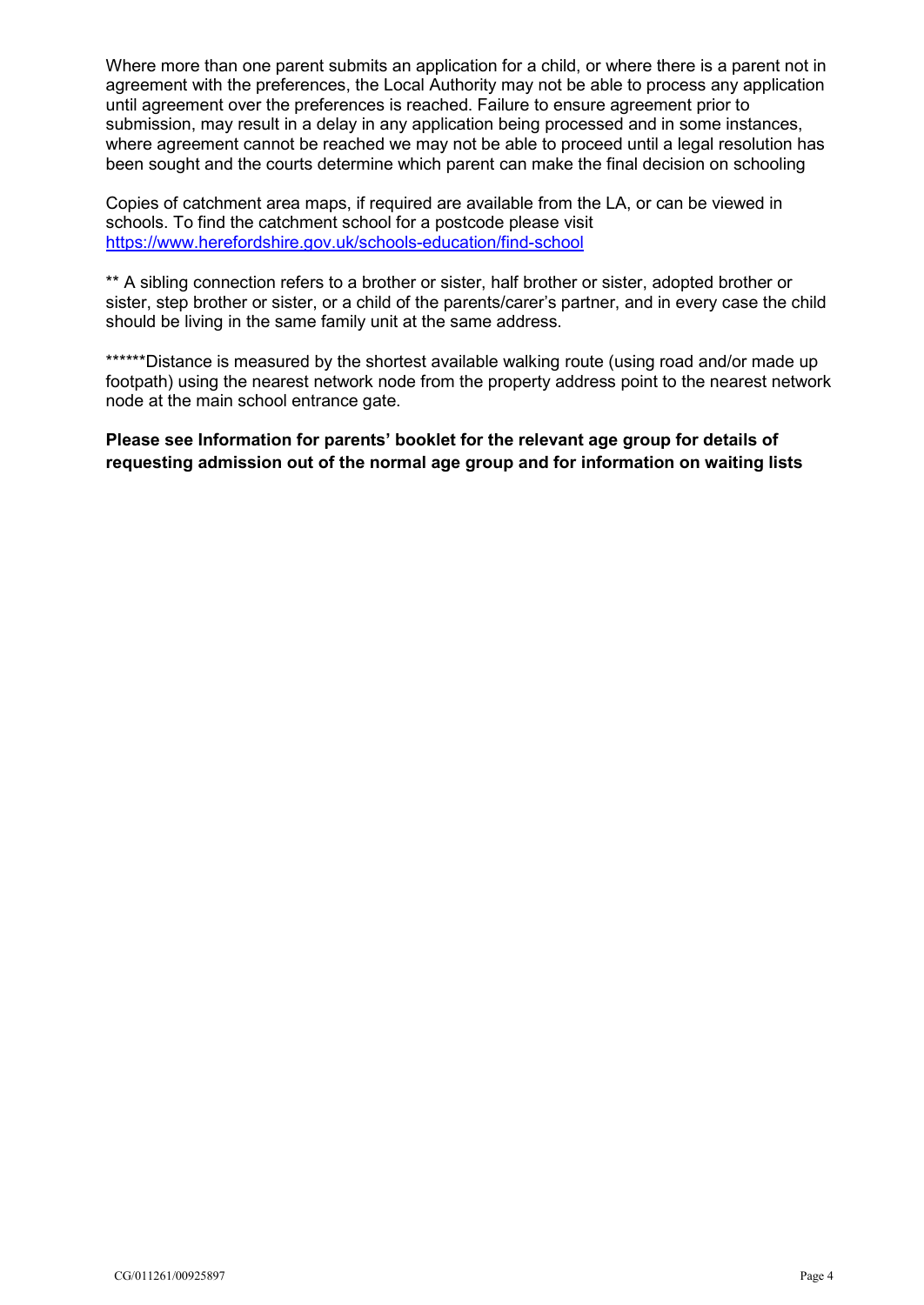Where more than one parent submits an application for a child, or where there is a parent not in agreement with the preferences, the Local Authority may not be able to process any application until agreement over the preferences is reached. Failure to ensure agreement prior to submission, may result in a delay in any application being processed and in some instances, where agreement cannot be reached we may not be able to proceed until a legal resolution has been sought and the courts determine which parent can make the final decision on schooling

Copies of catchment area maps, if required are available from the LA, or can be viewed in schools. To find the catchment school for a postcode please visit [https://www.herefordshire.gov.uk/schools-education/find-school](https://www.herefordshire.gov.uk/schools-education/find-school)

** A sibling connection refers to a brother or sister, half brother or sister, adopted brother or sister, step brother or sister, or a child of the parents/carer's partner, and in every case the child should be living in the same family unit at the same address.

******Distance is measured by the shortest available walking route (using road and/or made up footpath) using the nearest network node from the property address point to the nearest network node at the main school entrance gate.

**Please see Information for parents' booklet for the relevant age group for details of requesting admission out of the normal age group and for information on waiting lists**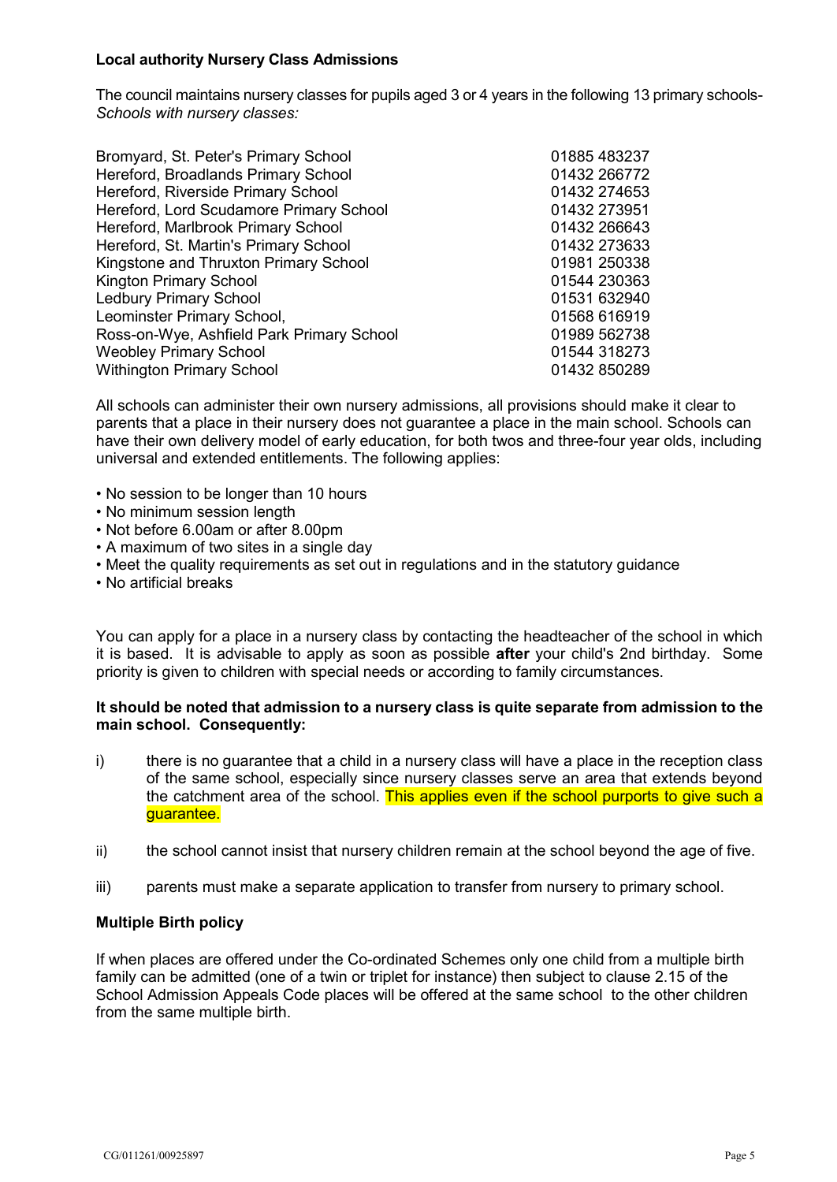**Local authority Nursery Class Admissions**

The council maintains nursery classes for pupils aged 3 or 4 years in the following 13 primary schools-
*Schools with nursery classes:*

| School | Telephone |
| --- | --- |
| Bromyard, St. Peter's Primary School | 01885 483237 |
| Hereford, Broadlands Primary School | 01432 266772 |
| Hereford, Riverside Primary School | 01432 274653 |
| Hereford, Lord Scudamore Primary School | 01432 273951 |
| Hereford, Marlbrook Primary School | 01432 266643 |
| Hereford, St. Martin's Primary School | 01432 273633 |
| Kingstone and Thruxton Primary School | 01981 250338 |
| Kington Primary School | 01544 230363 |
| Ledbury Primary School | 01531 632940 |
| Leominster Primary School, | 01568 616919 |
| Ross-on-Wye, Ashfield Park Primary School | 01989 562738 |
| Weobley Primary School | 01544 318273 |
| Withington Primary School | 01432 850289 |

All schools can administer their own nursery admissions, all provisions should make it clear to parents that a place in their nursery does not guarantee a place in the main school. Schools can have their own delivery model of early education, for both twos and three-four year olds, including universal and extended entitlements. The following applies:

- No session to be longer than 10 hours
- No minimum session length
- Not before 6.00am or after 8.00pm
- A maximum of two sites in a single day
- Meet the quality requirements as set out in regulations and in the statutory guidance
- No artificial breaks

You can apply for a place in a nursery class by contacting the headteacher of the school in which it is based. It is advisable to apply as soon as possible **after** your child's 2nd birthday. Some priority is given to children with special needs or according to family circumstances.

**It should be noted that admission to a nursery class is quite separate from admission to the main school. Consequently:**

i) there is no guarantee that a child in a nursery class will have a place in the reception class of the same school, especially since nursery classes serve an area that extends beyond the catchment area of the school. This applies even if the school purports to give such a guarantee.

ii) the school cannot insist that nursery children remain at the school beyond the age of five.

iii) parents must make a separate application to transfer from nursery to primary school.

**Multiple Birth policy**

If when places are offered under the Co-ordinated Schemes only one child from a multiple birth family can be admitted (one of a twin or triplet for instance) then subject to clause 2.15 of the School Admission Appeals Code places will be offered at the same school to the other children from the same multiple birth.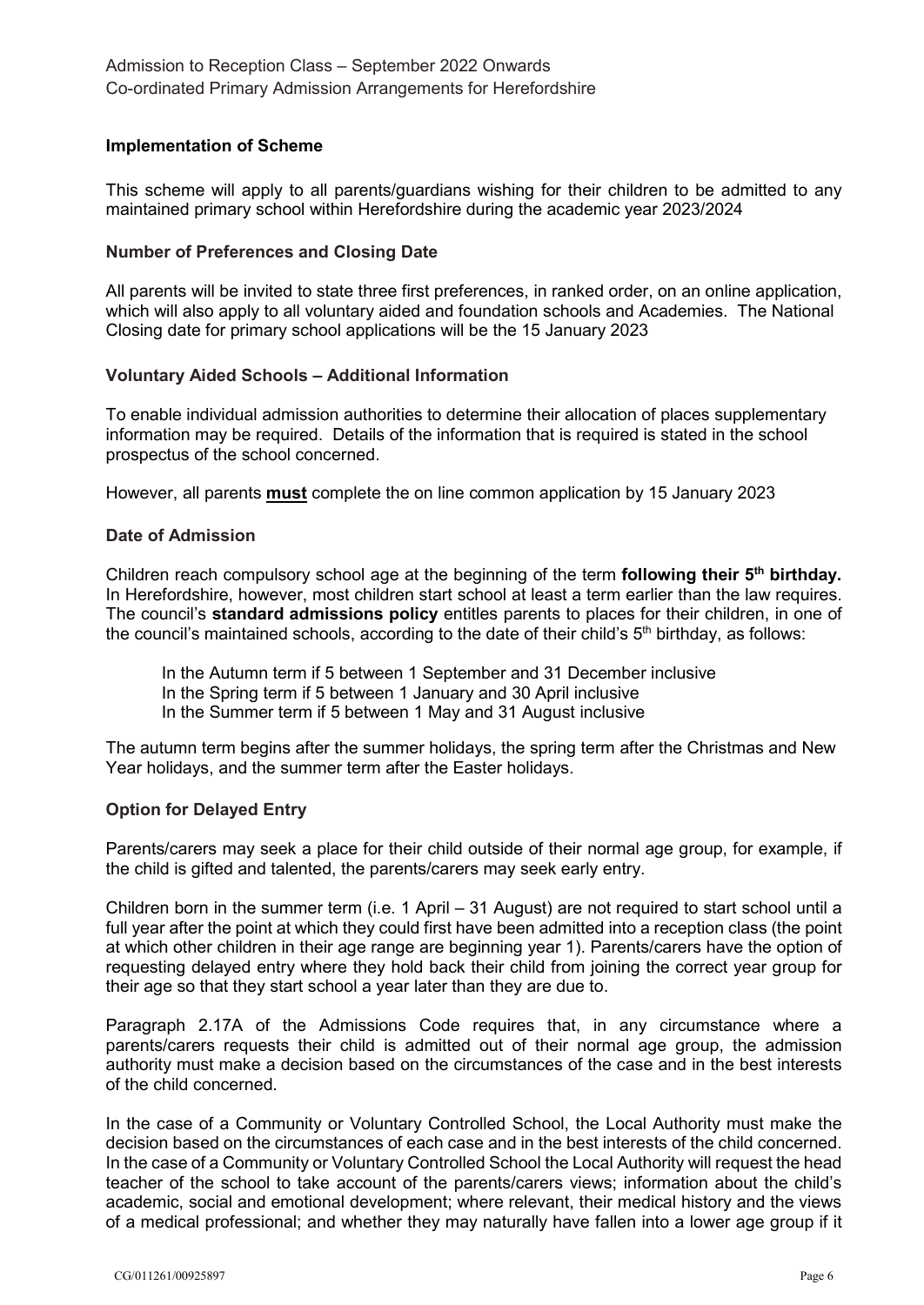## Implementation of Scheme

This scheme will apply to all parents/guardians wishing for their children to be admitted to any maintained primary school within Herefordshire during the academic year 2023/2024

## Number of Preferences and Closing Date

All parents will be invited to state three first preferences, in ranked order, on an online application, which will also apply to all voluntary aided and foundation schools and Academies. The National Closing date for primary school applications will be the 15 January 2023

## Voluntary Aided Schools – Additional Information

To enable individual admission authorities to determine their allocation of places supplementary information may be required. Details of the information that is required is stated in the school prospectus of the school concerned.

However, all parents **must** complete the on line common application by 15 January 2023

## Date of Admission

Children reach compulsory school age at the beginning of the term **following their 5th birthday.** In Herefordshire, however, most children start school at least a term earlier than the law requires. The council's **standard admissions policy** entitles parents to places for their children, in one of the council's maintained schools, according to the date of their child's 5th birthday, as follows:

In the Autumn term if 5 between 1 September and 31 December inclusive
In the Spring term if 5 between 1 January and 30 April inclusive
In the Summer term if 5 between 1 May and 31 August inclusive

The autumn term begins after the summer holidays, the spring term after the Christmas and New Year holidays, and the summer term after the Easter holidays.

## Option for Delayed Entry

Parents/carers may seek a place for their child outside of their normal age group, for example, if the child is gifted and talented, the parents/carers may seek early entry.

Children born in the summer term (i.e. 1 April – 31 August) are not required to start school until a full year after the point at which they could first have been admitted into a reception class (the point at which other children in their age range are beginning year 1). Parents/carers have the option of requesting delayed entry where they hold back their child from joining the correct year group for their age so that they start school a year later than they are due to.

Paragraph 2.17A of the Admissions Code requires that, in any circumstance where a parents/carers requests their child is admitted out of their normal age group, the admission authority must make a decision based on the circumstances of the case and in the best interests of the child concerned.

In the case of a Community or Voluntary Controlled School, the Local Authority must make the decision based on the circumstances of each case and in the best interests of the child concerned. In the case of a Community or Voluntary Controlled School the Local Authority will request the head teacher of the school to take account of the parents/carers views; information about the child's academic, social and emotional development; where relevant, their medical history and the views of a medical professional; and whether they may naturally have fallen into a lower age group if it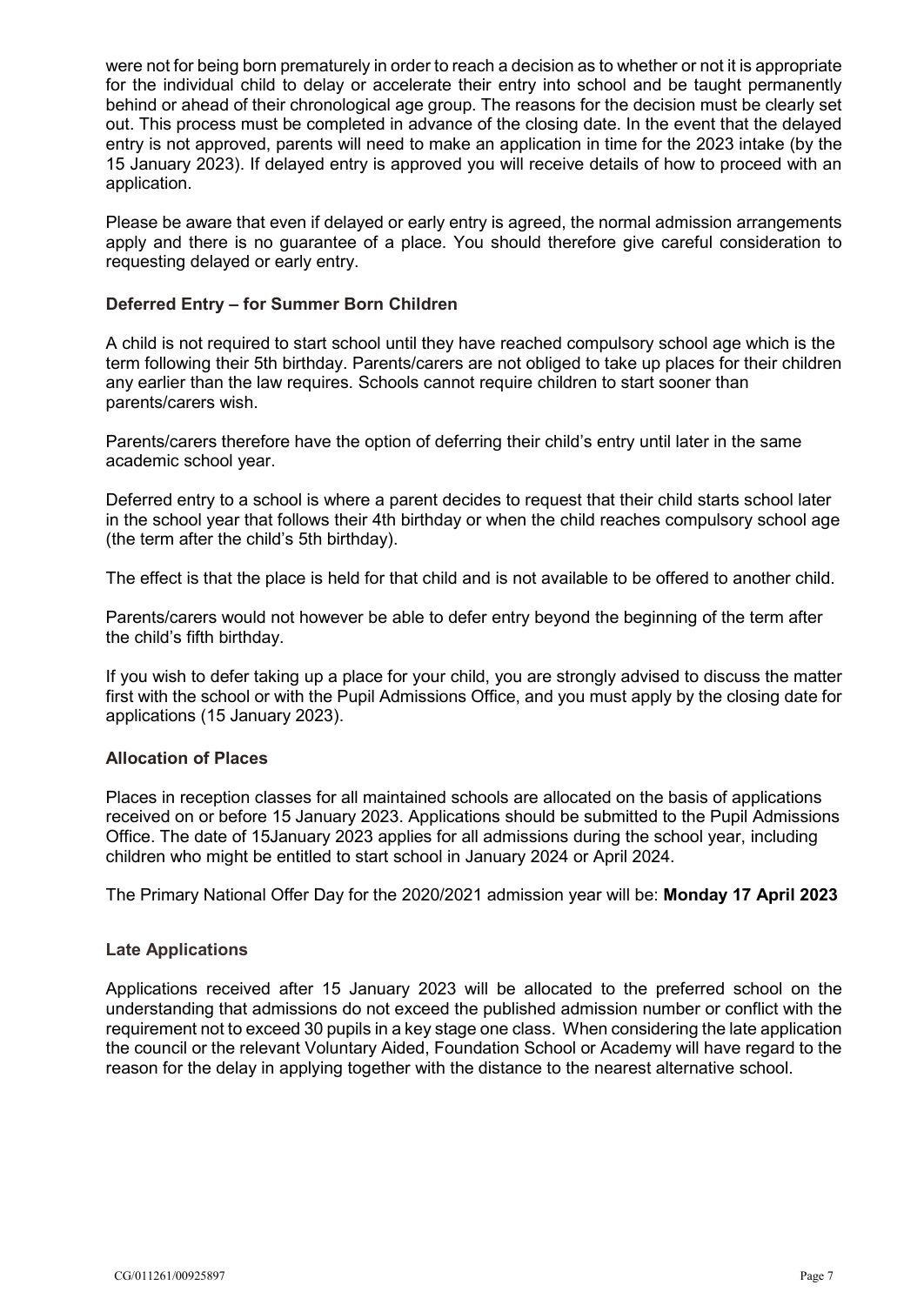were not for being born prematurely in order to reach a decision as to whether or not it is appropriate for the individual child to delay or accelerate their entry into school and be taught permanently behind or ahead of their chronological age group. The reasons for the decision must be clearly set out. This process must be completed in advance of the closing date. In the event that the delayed entry is not approved, parents will need to make an application in time for the 2023 intake (by the 15 January 2023). If delayed entry is approved you will receive details of how to proceed with an application.

Please be aware that even if delayed or early entry is agreed, the normal admission arrangements apply and there is no guarantee of a place. You should therefore give careful consideration to requesting delayed or early entry.

### Deferred Entry – for Summer Born Children

A child is not required to start school until they have reached compulsory school age which is the term following their 5th birthday. Parents/carers are not obliged to take up places for their children any earlier than the law requires. Schools cannot require children to start sooner than parents/carers wish.

Parents/carers therefore have the option of deferring their child's entry until later in the same academic school year.

Deferred entry to a school is where a parent decides to request that their child starts school later in the school year that follows their 4th birthday or when the child reaches compulsory school age (the term after the child's 5th birthday).

The effect is that the place is held for that child and is not available to be offered to another child.

Parents/carers would not however be able to defer entry beyond the beginning of the term after the child's fifth birthday.

If you wish to defer taking up a place for your child, you are strongly advised to discuss the matter first with the school or with the Pupil Admissions Office, and you must apply by the closing date for applications (15 January 2023).

### Allocation of Places

Places in reception classes for all maintained schools are allocated on the basis of applications received on or before 15 January 2023. Applications should be submitted to the Pupil Admissions Office. The date of 15January 2023 applies for all admissions during the school year, including children who might be entitled to start school in January 2024 or April 2024.

The Primary National Offer Day for the 2020/2021 admission year will be: **Monday 17 April 2023**

### Late Applications

Applications received after 15 January 2023 will be allocated to the preferred school on the understanding that admissions do not exceed the published admission number or conflict with the requirement not to exceed 30 pupils in a key stage one class. When considering the late application the council or the relevant Voluntary Aided, Foundation School or Academy will have regard to the reason for the delay in applying together with the distance to the nearest alternative school.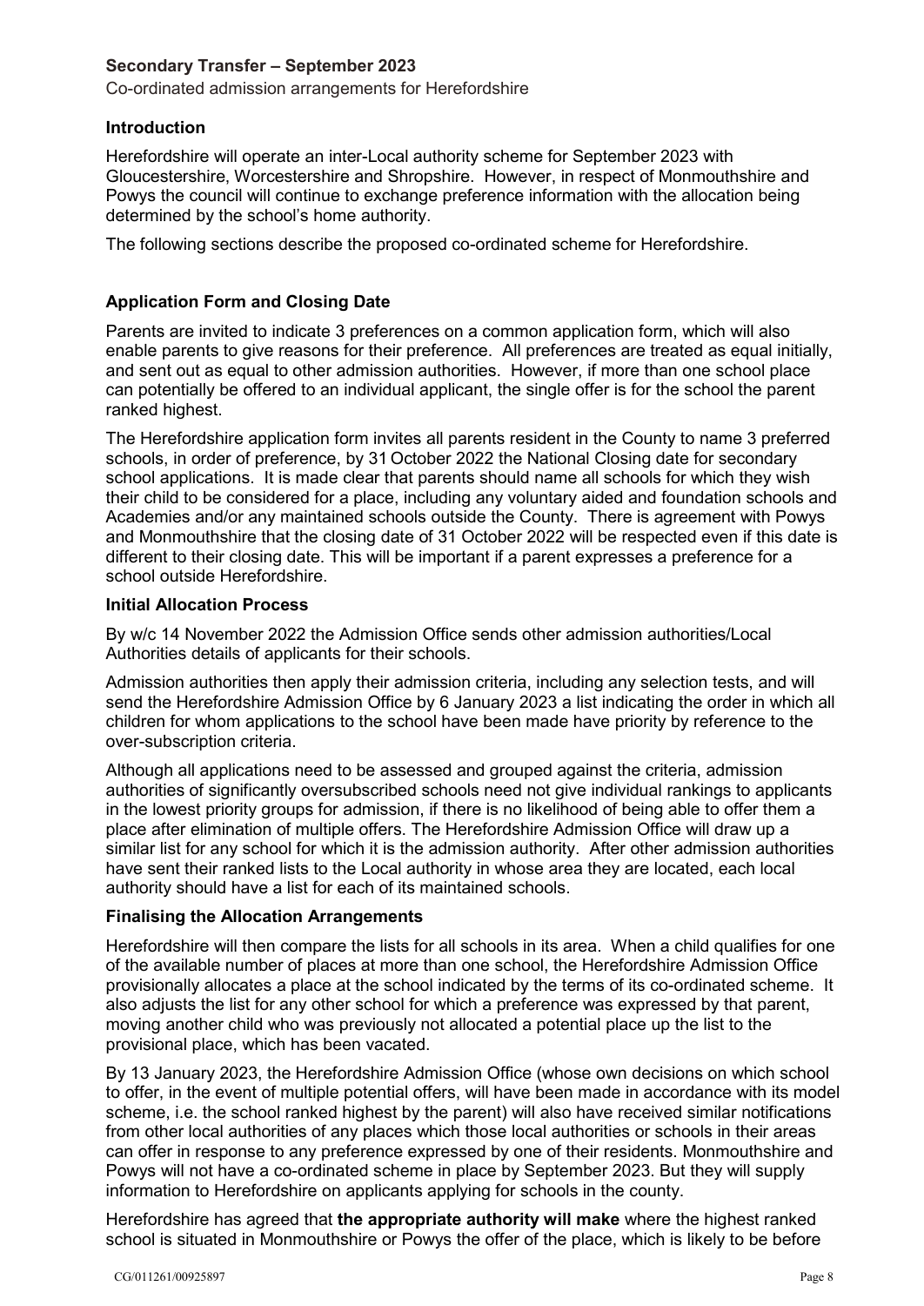## Secondary Transfer – September 2023

Co-ordinated admission arrangements for Herefordshire

### Introduction

Herefordshire will operate an inter-Local authority scheme for September 2023 with Gloucestershire, Worcestershire and Shropshire. However, in respect of Monmouthshire and Powys the council will continue to exchange preference information with the allocation being determined by the school's home authority.

The following sections describe the proposed co-ordinated scheme for Herefordshire.

### Application Form and Closing Date

Parents are invited to indicate 3 preferences on a common application form, which will also enable parents to give reasons for their preference. All preferences are treated as equal initially, and sent out as equal to other admission authorities. However, if more than one school place can potentially be offered to an individual applicant, the single offer is for the school the parent ranked highest.

The Herefordshire application form invites all parents resident in the County to name 3 preferred schools, in order of preference, by 31 October 2022 the National Closing date for secondary school applications. It is made clear that parents should name all schools for which they wish their child to be considered for a place, including any voluntary aided and foundation schools and Academies and/or any maintained schools outside the County. There is agreement with Powys and Monmouthshire that the closing date of 31 October 2022 will be respected even if this date is different to their closing date. This will be important if a parent expresses a preference for a school outside Herefordshire.

### Initial Allocation Process

By w/c 14 November 2022 the Admission Office sends other admission authorities/Local Authorities details of applicants for their schools.

Admission authorities then apply their admission criteria, including any selection tests, and will send the Herefordshire Admission Office by 6 January 2023 a list indicating the order in which all children for whom applications to the school have been made have priority by reference to the over-subscription criteria.

Although all applications need to be assessed and grouped against the criteria, admission authorities of significantly oversubscribed schools need not give individual rankings to applicants in the lowest priority groups for admission, if there is no likelihood of being able to offer them a place after elimination of multiple offers. The Herefordshire Admission Office will draw up a similar list for any school for which it is the admission authority. After other admission authorities have sent their ranked lists to the Local authority in whose area they are located, each local authority should have a list for each of its maintained schools.

### Finalising the Allocation Arrangements

Herefordshire will then compare the lists for all schools in its area. When a child qualifies for one of the available number of places at more than one school, the Herefordshire Admission Office provisionally allocates a place at the school indicated by the terms of its co-ordinated scheme. It also adjusts the list for any other school for which a preference was expressed by that parent, moving another child who was previously not allocated a potential place up the list to the provisional place, which has been vacated.

By 13 January 2023, the Herefordshire Admission Office (whose own decisions on which school to offer, in the event of multiple potential offers, will have been made in accordance with its model scheme, i.e. the school ranked highest by the parent) will also have received similar notifications from other local authorities of any places which those local authorities or schools in their areas can offer in response to any preference expressed by one of their residents. Monmouthshire and Powys will not have a co-ordinated scheme in place by September 2023. But they will supply information to Herefordshire on applicants applying for schools in the county.

Herefordshire has agreed that **the appropriate authority will make** where the highest ranked school is situated in Monmouthshire or Powys the offer of the place, which is likely to be before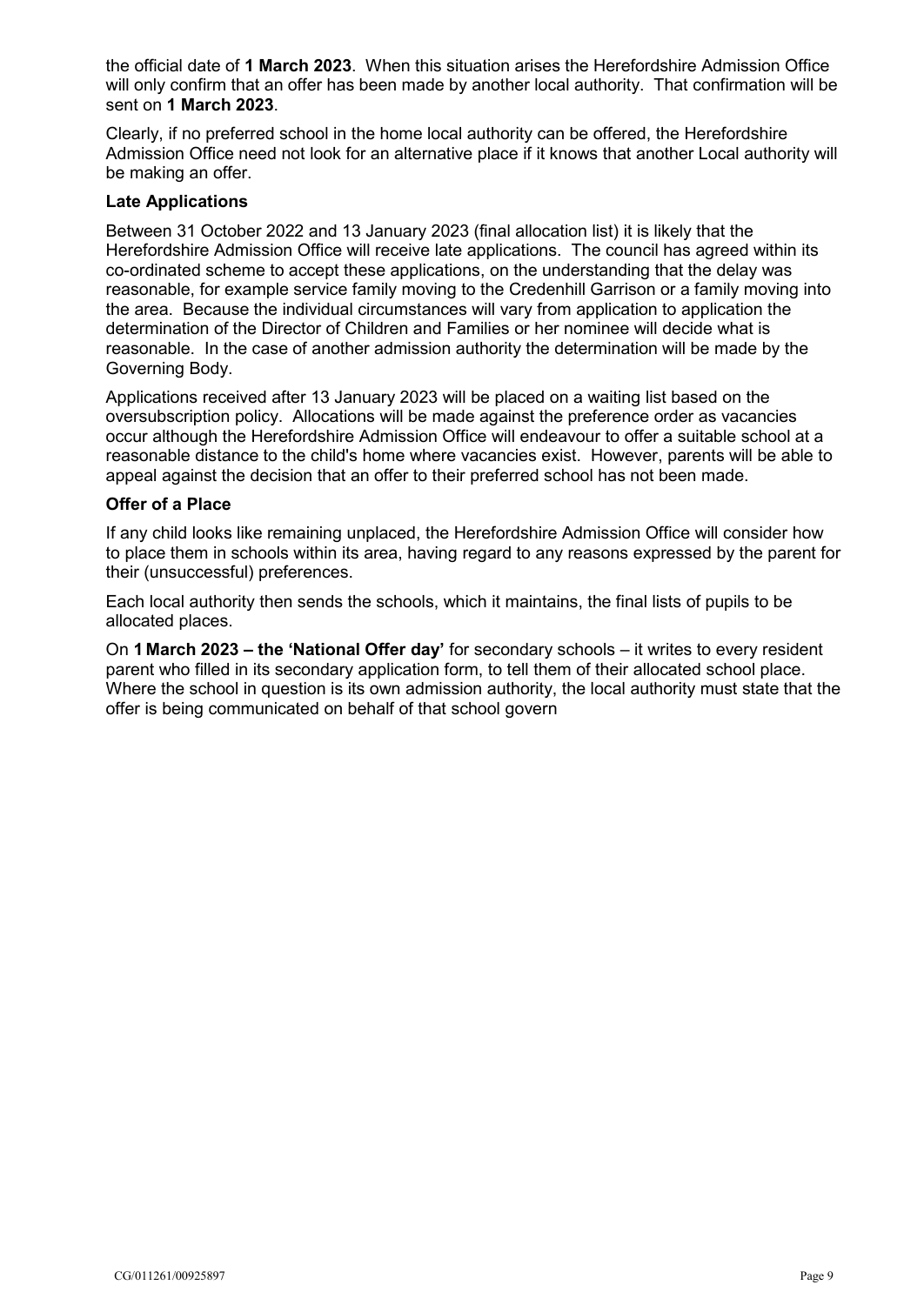the official date of **1 March 2023**. When this situation arises the Herefordshire Admission Office will only confirm that an offer has been made by another local authority. That confirmation will be sent on **1 March 2023**.

Clearly, if no preferred school in the home local authority can be offered, the Herefordshire Admission Office need not look for an alternative place if it knows that another Local authority will be making an offer.

**Late Applications**

Between 31 October 2022 and 13 January 2023 (final allocation list) it is likely that the Herefordshire Admission Office will receive late applications. The council has agreed within its co-ordinated scheme to accept these applications, on the understanding that the delay was reasonable, for example service family moving to the Credenhill Garrison or a family moving into the area. Because the individual circumstances will vary from application to application the determination of the Director of Children and Families or her nominee will decide what is reasonable. In the case of another admission authority the determination will be made by the Governing Body.

Applications received after 13 January 2023 will be placed on a waiting list based on the oversubscription policy. Allocations will be made against the preference order as vacancies occur although the Herefordshire Admission Office will endeavour to offer a suitable school at a reasonable distance to the child's home where vacancies exist. However, parents will be able to appeal against the decision that an offer to their preferred school has not been made.

**Offer of a Place**

If any child looks like remaining unplaced, the Herefordshire Admission Office will consider how to place them in schools within its area, having regard to any reasons expressed by the parent for their (unsuccessful) preferences.

Each local authority then sends the schools, which it maintains, the final lists of pupils to be allocated places.

On **1 March 2023 – the 'National Offer day'** for secondary schools – it writes to every resident parent who filled in its secondary application form, to tell them of their allocated school place. Where the school in question is its own admission authority, the local authority must state that the offer is being communicated on behalf of that school govern